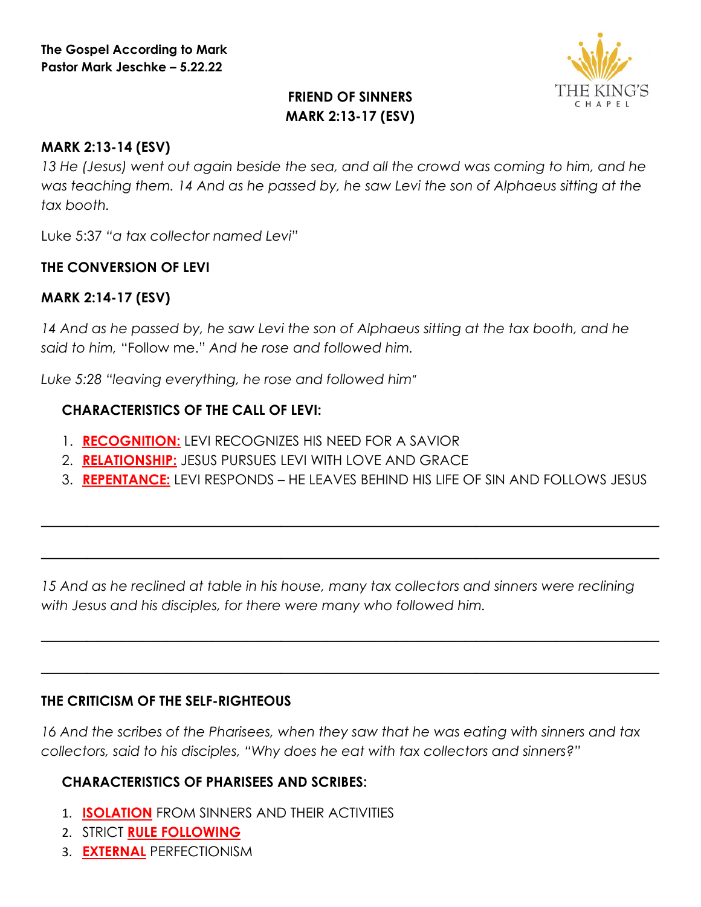**The Gospel According to Mark**
**Pastor Mark Jeschke – 5.22.22**

THE KING'S CHAPEL

## FRIEND OF SINNERS
## MARK 2:13-17 (ESV)

**MARK 2:13-14 (ESV)**

*13 He (Jesus) went out again beside the sea, and all the crowd was coming to him, and he was teaching them. 14 And as he passed by, he saw Levi the son of Alphaeus sitting at the tax booth.*

Luke 5:37 *"a tax collector named Levi"*

### THE CONVERSION OF LEVI

**MARK 2:14-17 (ESV)**

*14 And as he passed by, he saw Levi the son of Alphaeus sitting at the tax booth, and he said to him,* "Follow me." *And he rose and followed him.*

*Luke 5:28 "leaving everything, he rose and followed him"*

**CHARACTERISTICS OF THE CALL OF LEVI:**

1. **RECOGNITION:** LEVI RECOGNIZES HIS NEED FOR A SAVIOR
2. **RELATIONSHIP:** JESUS PURSUES LEVI WITH LOVE AND GRACE
3. **REPENTANCE:** LEVI RESPONDS – HE LEAVES BEHIND HIS LIFE OF SIN AND FOLLOWS JESUS

_______________________________________________________________________________

_______________________________________________________________________________

*15 And as he reclined at table in his house, many tax collectors and sinners were reclining with Jesus and his disciples, for there were many who followed him.*

_______________________________________________________________________________

_______________________________________________________________________________

### THE CRITICISM OF THE SELF-RIGHTEOUS

*16 And the scribes of the Pharisees, when they saw that he was eating with sinners and tax collectors, said to his disciples, "Why does he eat with tax collectors and sinners?"*

**CHARACTERISTICS OF PHARISEES AND SCRIBES:**

1. **ISOLATION** FROM SINNERS AND THEIR ACTIVITIES
2. STRICT **RULE FOLLOWING**
3. **EXTERNAL** PERFECTIONISM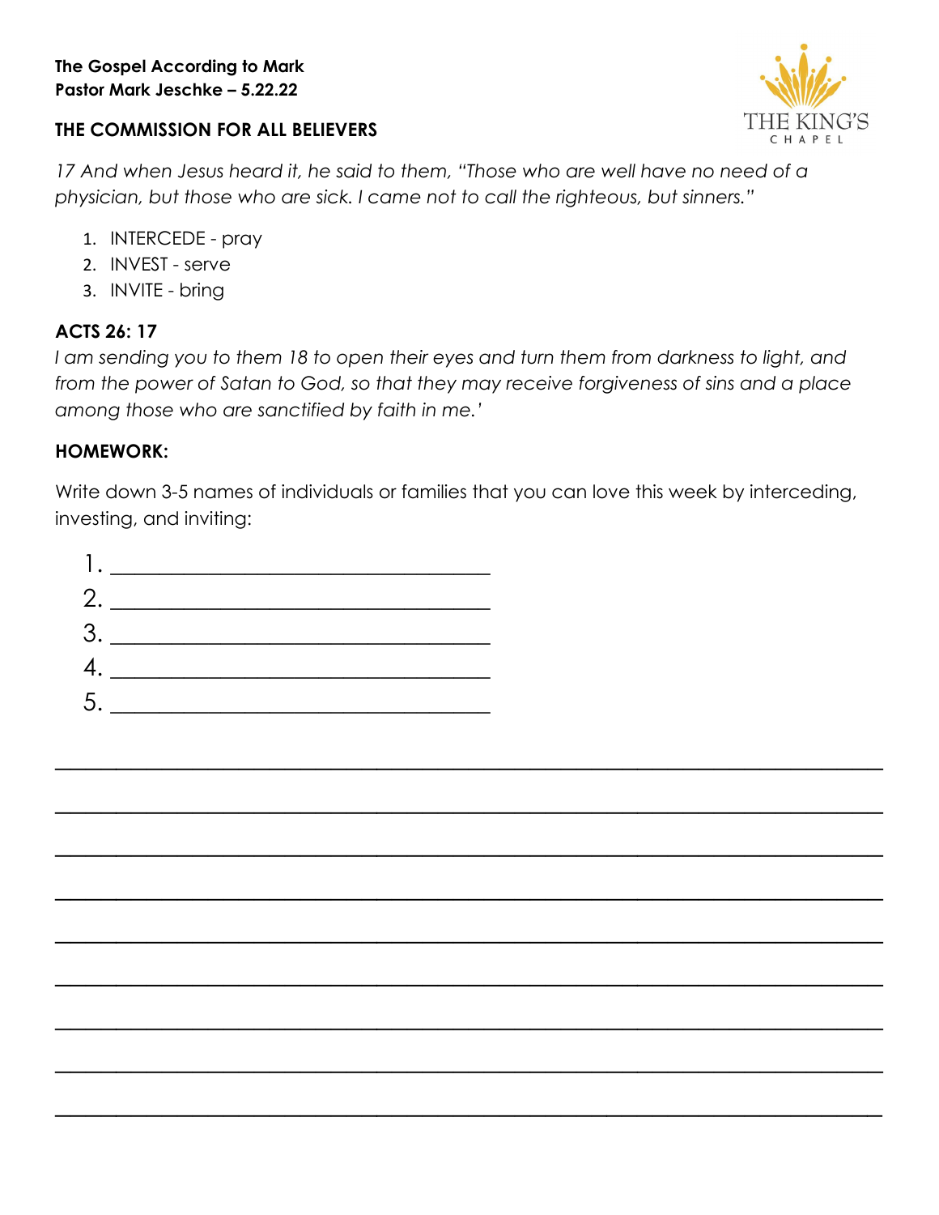**The Gospel According to Mark**
**Pastor Mark Jeschke – 5.22.22**

THE KING'S CHAPEL

**THE COMMISSION FOR ALL BELIEVERS**

*17 And when Jesus heard it, he said to them, "Those who are well have no need of a physician, but those who are sick. I came not to call the righteous, but sinners."*

1. INTERCEDE - pray
2. INVEST - serve
3. INVITE - bring

**ACTS 26: 17**

*I am sending you to them 18 to open their eyes and turn them from darkness to light, and from the power of Satan to God, so that they may receive forgiveness of sins and a place among those who are sanctified by faith in me.'*

**HOMEWORK:**

Write down 3-5 names of individuals or families that you can love this week by interceding, investing, and inviting:

1. ______________________________
2. ______________________________
3. ______________________________
4. ______________________________
5. ______________________________

_______________________________________________________________

_______________________________________________________________

_______________________________________________________________

_______________________________________________________________

_______________________________________________________________

_______________________________________________________________

_______________________________________________________________

_______________________________________________________________

_______________________________________________________________